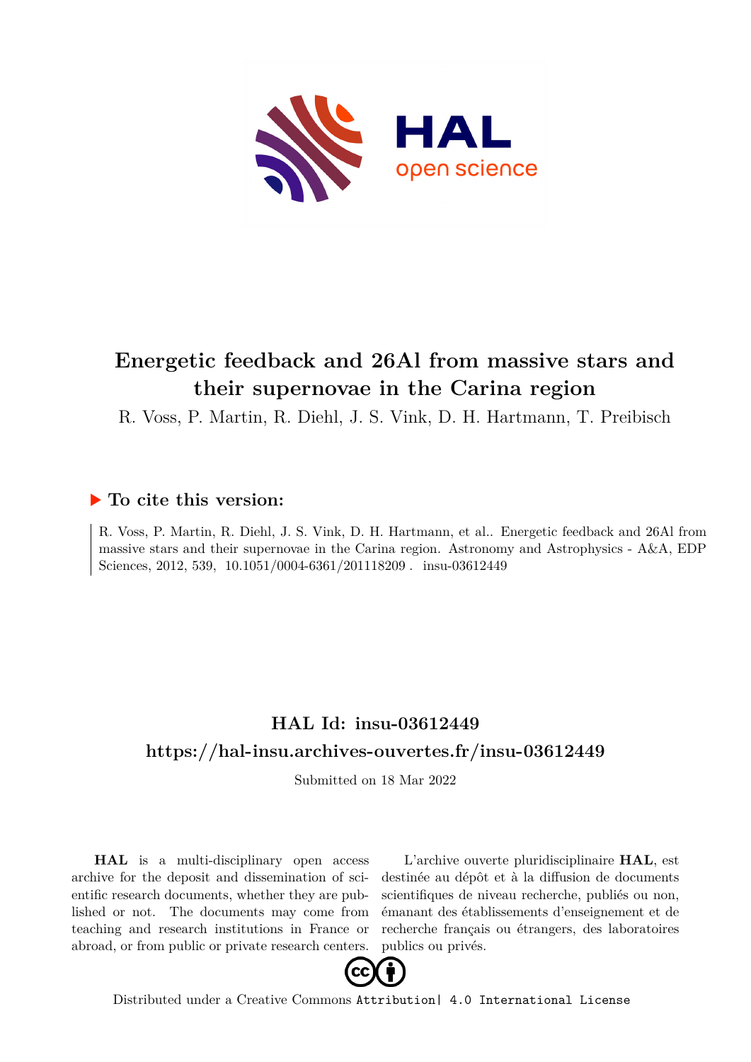# Energetic feedback and 26Al from massive stars and their supernovae in the Carina region

R. Voss, P. Martin, R. Diehl, J. S. Vink, D. H. Hartmann, T. Preibisch

## ▶ To cite this version:

R. Voss, P. Martin, R. Diehl, J. S. Vink, D. H. Hartmann, et al.. Energetic feedback and 26Al from massive stars and their supernovae in the Carina region. Astronomy and Astrophysics - A&A, EDP Sciences, 2012, 539, 10.1051/0004-6361/201118209 . insu-03612449

## HAL Id: insu-03612449

## https://hal-insu.archives-ouvertes.fr/insu-03612449

Submitted on 18 Mar 2022

**HAL** is a multi-disciplinary open access archive for the deposit and dissemination of scientific research documents, whether they are published or not. The documents may come from teaching and research institutions in France or abroad, or from public or private research centers.

L'archive ouverte pluridisciplinaire **HAL**, est destinée au dépôt et à la diffusion de documents scientifiques de niveau recherche, publiés ou non, émanant des établissements d'enseignement et de recherche français ou étrangers, des laboratoires publics ou privés.

Distributed under a Creative Commons Attribution| 4.0 International License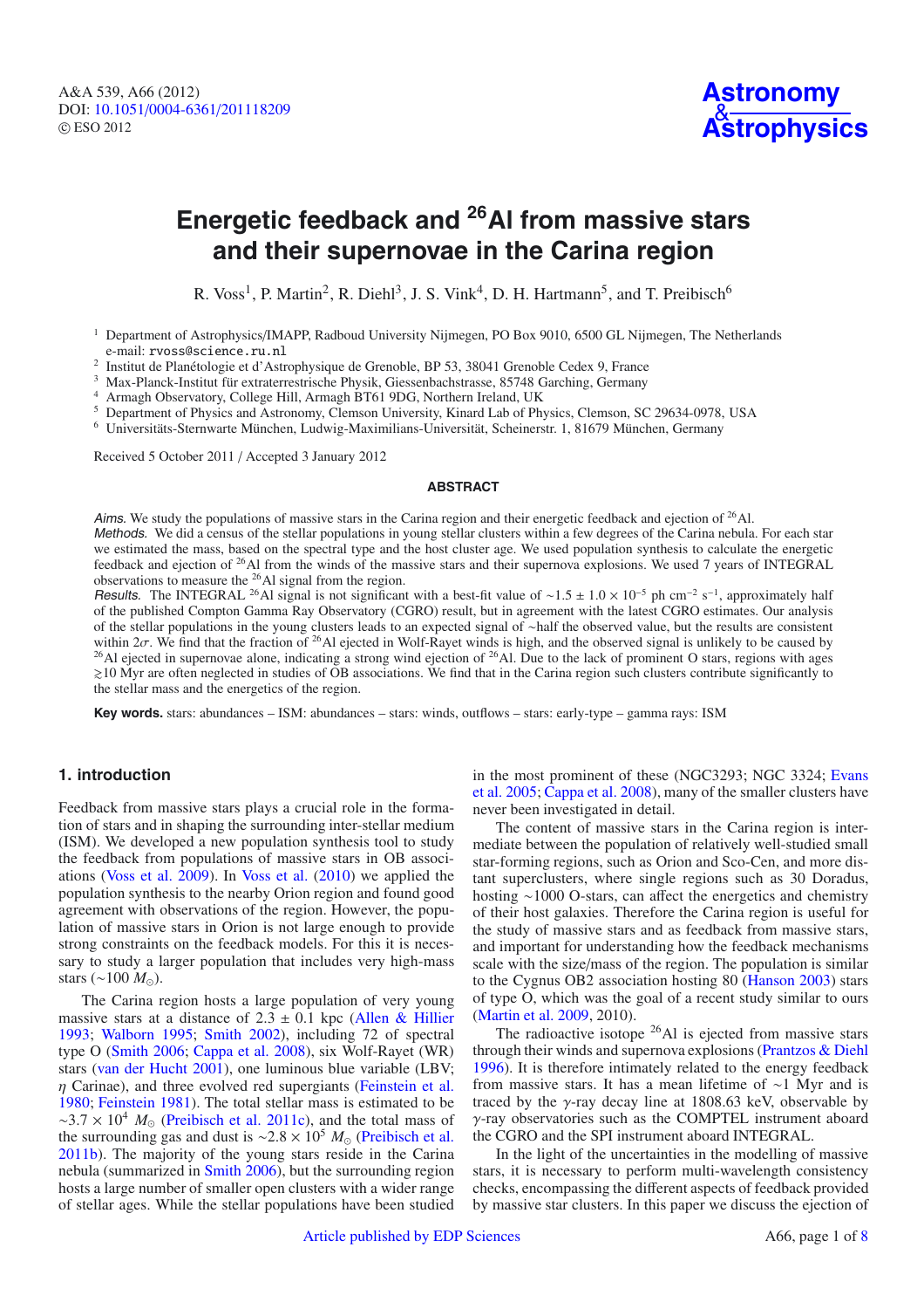# Energetic feedback and $^{26}$Al from massive stars and their supernovae in the Carina region

R. Voss[1], P. Martin[2], R. Diehl[3], J. S. Vink[4], D. H. Hartmann[5], and T. Preibisch[6]

[1] Department of Astrophysics/IMAPP, Radboud University Nijmegen, PO Box 9010, 6500 GL Nijmegen, The Netherlands
e-mail: rvoss@science.ru.nl

[2] Institut de Planétologie et d'Astrophysique de Grenoble, BP 53, 38041 Grenoble Cedex 9, France

[3] Max-Planck-Institut für extraterrestrische Physik, Giessenbachstrasse, 85748 Garching, Germany

[4] Armagh Observatory, College Hill, Armagh BT61 9DG, Northern Ireland, UK

[5] Department of Physics and Astronomy, Clemson University, Kinard Lab of Physics, Clemson, SC 29634-0978, USA

[6] Universitäts-Sternwarte München, Ludwig-Maximilians-Universität, Scheinerstr. 1, 81679 München, Germany

Received 5 October 2011 / Accepted 3 January 2012

## ABSTRACT

*Aims.* We study the populations of massive stars in the Carina region and their energetic feedback and ejection of $^{26}$Al.

*Methods.* We did a census of the stellar populations in young stellar clusters within a few degrees of the Carina nebula. For each star we estimated the mass, based on the spectral type and the host cluster age. We used population synthesis to calculate the energetic feedback and ejection of $^{26}$Al from the winds of the massive stars and their supernova explosions. We used 7 years of INTEGRAL observations to measure the $^{26}$Al signal from the region.

*Results.* The INTEGRAL $^{26}$Al signal is not significant with a best-fit value of $\sim 1.5 \pm 1.0 \times 10^{-5}$ ph cm$^{-2}$ s$^{-1}$, approximately half of the published Compton Gamma Ray Observatory (CGRO) result, but in agreement with the latest CGRO estimates. Our analysis of the stellar populations in the young clusters leads to an expected signal of ~half the observed value, but the results are consistent within $2\sigma$. We find that the fraction of $^{26}$Al ejected in Wolf-Rayet winds is high, and the observed signal is unlikely to be caused by $^{26}$Al ejected in supernovae alone, indicating a strong wind ejection of $^{26}$Al. Due to the lack of prominent O stars, regions with ages $\gtrsim$10 Myr are often neglected in studies of OB associations. We find that in the Carina region such clusters contribute significantly to the stellar mass and the energetics of the region.

**Key words.** stars: abundances – ISM: abundances – stars: winds, outflows – stars: early-type – gamma rays: ISM

## 1. introduction

Feedback from massive stars plays a crucial role in the formation of stars and in shaping the surrounding inter-stellar medium (ISM). We developed a new population synthesis tool to study the feedback from populations of massive stars in OB associations (Voss et al. 2009). In Voss et al. (2010) we applied the population synthesis to the nearby Orion region and found good agreement with observations of the region. However, the population of massive stars in Orion is not large enough to provide strong constraints on the feedback models. For this it is necessary to study a larger population that includes very high-mass stars (~100 $M_\odot$).

The Carina region hosts a large population of very young massive stars at a distance of 2.3 ± 0.1 kpc (Allen & Hillier 1993; Walborn 1995; Smith 2002), including 72 of spectral type O (Smith 2006; Cappa et al. 2008), six Wolf-Rayet (WR) stars (van der Hucht 2001), one luminous blue variable (LBV; $\eta$ Carinae), and three evolved red supergiants (Feinstein et al. 1980; Feinstein 1981). The total stellar mass is estimated to be $\sim 3.7 \times 10^4$ $M_\odot$ (Preibisch et al. 2011c), and the total mass of the surrounding gas and dust is $\sim 2.8 \times 10^5$ $M_\odot$ (Preibisch et al. 2011b). The majority of the young stars reside in the Carina nebula (summarized in Smith 2006), but the surrounding region hosts a large number of smaller open clusters with a wider range of stellar ages. While the stellar populations have been studied in the most prominent of these (NGC3293; NGC 3324; Evans et al. 2005; Cappa et al. 2008), many of the smaller clusters have never been investigated in detail.

The content of massive stars in the Carina region is intermediate between the population of relatively well-studied small star-forming regions, such as Orion and Sco-Cen, and more distant superclusters, where single regions such as 30 Doradus, hosting ~1000 O-stars, can affect the energetics and chemistry of their host galaxies. Therefore the Carina region is useful for the study of massive stars and as feedback from massive stars, and important for understanding how the feedback mechanisms scale with the size/mass of the region. The population is similar to the Cygnus OB2 association hosting 80 (Hanson 2003) stars of type O, which was the goal of a recent study similar to ours (Martin et al. 2009, 2010).

The radioactive isotope $^{26}$Al is ejected from massive stars through their winds and supernova explosions (Prantzos & Diehl 1996). It is therefore intimately related to the energy feedback from massive stars. It has a mean lifetime of ~1 Myr and is traced by the $\gamma$-ray decay line at 1808.63 keV, observable by $\gamma$-ray observatories such as the COMPTEL instrument aboard the CGRO and the SPI instrument aboard INTEGRAL.

In the light of the uncertainties in the modelling of massive stars, it is necessary to perform multi-wavelength consistency checks, encompassing the different aspects of feedback provided by massive star clusters. In this paper we discuss the ejection of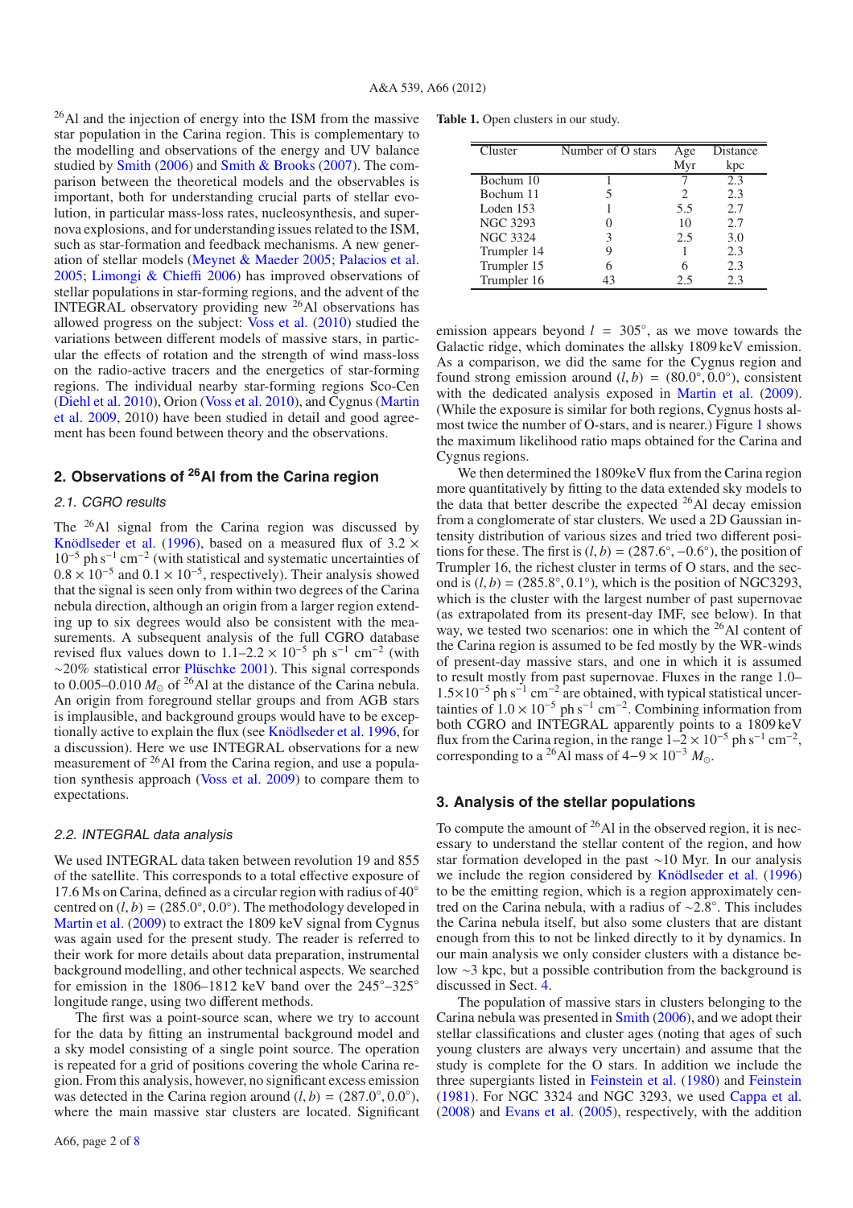$^{26}$Al and the injection of energy into the ISM from the massive star population in the Carina region. This is complementary to the modelling and observations of the energy and UV balance studied by Smith (2006) and Smith & Brooks (2007). The comparison between the theoretical models and the observables is important, both for understanding crucial parts of stellar evolution, in particular mass-loss rates, nucleosynthesis, and supernova explosions, and for understanding issues related to the ISM, such as star-formation and feedback mechanisms. A new generation of stellar models (Meynet & Maeder 2005; Palacios et al. 2005; Limongi & Chieffi 2006) has improved observations of stellar populations in star-forming regions, and the advent of the INTEGRAL observatory providing new $^{26}$Al observations has allowed progress on the subject: Voss et al. (2010) studied the variations between different models of massive stars, in particular the effects of rotation and the strength of wind mass-loss on the radio-active tracers and the energetics of star-forming regions. The individual nearby star-forming regions Sco-Cen (Diehl et al. 2010), Orion (Voss et al. 2010), and Cygnus (Martin et al. 2009, 2010) have been studied in detail and good agreement has been found between theory and the observations.

## 2. Observations of $^{26}$Al from the Carina region

### 2.1. CGRO results

The $^{26}$Al signal from the Carina region was discussed by Knödlseder et al. (1996), based on a measured flux of $3.2 \times 10^{-5}$ ph s$^{-1}$ cm$^{-2}$ (with statistical and systematic uncertainties of $0.8 \times 10^{-5}$ and $0.1 \times 10^{-5}$, respectively). Their analysis showed that the signal is seen only from within two degrees of the Carina nebula direction, although an origin from a larger region extending up to six degrees would also be consistent with the measurements. A subsequent analysis of the full CGRO database revised flux values down to 1.1–$2.2 \times 10^{-5}$ ph s$^{-1}$ cm$^{-2}$ (with ~20% statistical error Plüschke 2001). This signal corresponds to 0.005–0.010 $M_{\odot}$ of $^{26}$Al at the distance of the Carina nebula. An origin from foreground stellar groups and from AGB stars is implausible, and background groups would have to be exceptionally active to explain the flux (see Knödlseder et al. 1996, for a discussion). Here we use INTEGRAL observations for a new measurement of $^{26}$Al from the Carina region, and use a population synthesis approach (Voss et al. 2009) to compare them to expectations.

### 2.2. INTEGRAL data analysis

We used INTEGRAL data taken between revolution 19 and 855 of the satellite. This corresponds to a total effective exposure of 17.6 Ms on Carina, defined as a circular region with radius of 40° centred on $(l, b) = (285.0°, 0.0°)$. The methodology developed in Martin et al. (2009) to extract the 1809 keV signal from Cygnus was again used for the present study. The reader is referred to their work for more details about data preparation, instrumental background modelling, and other technical aspects. We searched for emission in the 1806–1812 keV band over the 245°–325° longitude range, using two different methods.

The first was a point-source scan, where we try to account for the data by fitting an instrumental background model and a sky model consisting of a single point source. The operation is repeated for a grid of positions covering the whole Carina region. From this analysis, however, no significant excess emission was detected in the Carina region around $(l, b) = (287.0°, 0.0°)$, where the main massive star clusters are located. Significant emission appears beyond $l = 305°$, as we move towards the Galactic ridge, which dominates the allsky 1809 keV emission. As a comparison, we did the same for the Cygnus region and found strong emission around $(l, b) = (80.0°, 0.0°)$, consistent with the dedicated analysis exposed in Martin et al. (2009). (While the exposure is similar for both regions, Cygnus hosts almost twice the number of O-stars, and is nearer.) Figure 1 shows the maximum likelihood ratio maps obtained for the Carina and Cygnus regions.

We then determined the 1809keV flux from the Carina region more quantitatively by fitting to the data extended sky models to the data that better describe the expected $^{26}$Al decay emission from a conglomerate of star clusters. We used a 2D Gaussian intensity distribution of various sizes and tried two different positions for these. The first is $(l, b) = (287.6°, -0.6°)$, the position of Trumpler 16, the richest cluster in terms of O stars, and the second is $(l, b) = (285.8°, 0.1°)$, which is the position of NGC3293, which is the cluster with the largest number of past supernovae (as extrapolated from its present-day IMF, see below). In that way, we tested two scenarios: one in which the $^{26}$Al content of the Carina region is assumed to be fed mostly by the WR-winds of present-day massive stars, and one in which it is assumed to result mostly from past supernovae. Fluxes in the range 1.0–$1.5 \times 10^{-5}$ ph s$^{-1}$ cm$^{-2}$ are obtained, with typical statistical uncertainties of $1.0 \times 10^{-5}$ ph s$^{-1}$ cm$^{-2}$. Combining information from both CGRO and INTEGRAL apparently points to a 1809 keV flux from the Carina region, in the range 1–$2 \times 10^{-5}$ ph s$^{-1}$ cm$^{-2}$, corresponding to a $^{26}$Al mass of 4–$9 \times 10^{-3}$ $M_{\odot}$.

**Table 1.** Open clusters in our study.

| Cluster | Number of O stars | Age Myr | Distance kpc |
|---|---|---|---|
| Bochum 10 | 1 | 7 | 2.3 |
| Bochum 11 | 5 | 2 | 2.3 |
| Loden 153 | 1 | 5.5 | 2.7 |
| NGC 3293 | 0 | 10 | 2.7 |
| NGC 3324 | 3 | 2.5 | 3.0 |
| Trumpler 14 | 9 | 1 | 2.3 |
| Trumpler 15 | 6 | 6 | 2.3 |
| Trumpler 16 | 43 | 2.5 | 2.3 |

## 3. Analysis of the stellar populations

To compute the amount of $^{26}$Al in the observed region, it is necessary to understand the stellar content of the region, and how star formation developed in the past ~10 Myr. In our analysis we include the region considered by Knödlseder et al. (1996) to be the emitting region, which is a region approximately centred on the Carina nebula, with a radius of ~2.8°. This includes the Carina nebula itself, but also some clusters that are distant enough from this to not be linked directly to it by dynamics. In our main analysis we only consider clusters with a distance below ~3 kpc, but a possible contribution from the background is discussed in Sect. 4.

The population of massive stars in clusters belonging to the Carina nebula was presented in Smith (2006), and we adopt their stellar classifications and cluster ages (noting that ages of such young clusters are always very uncertain) and assume that the study is complete for the O stars. In addition we include the three supergiants listed in Feinstein et al. (1980) and Feinstein (1981). For NGC 3324 and NGC 3293, we used Cappa et al. (2008) and Evans et al. (2005), respectively, with the addition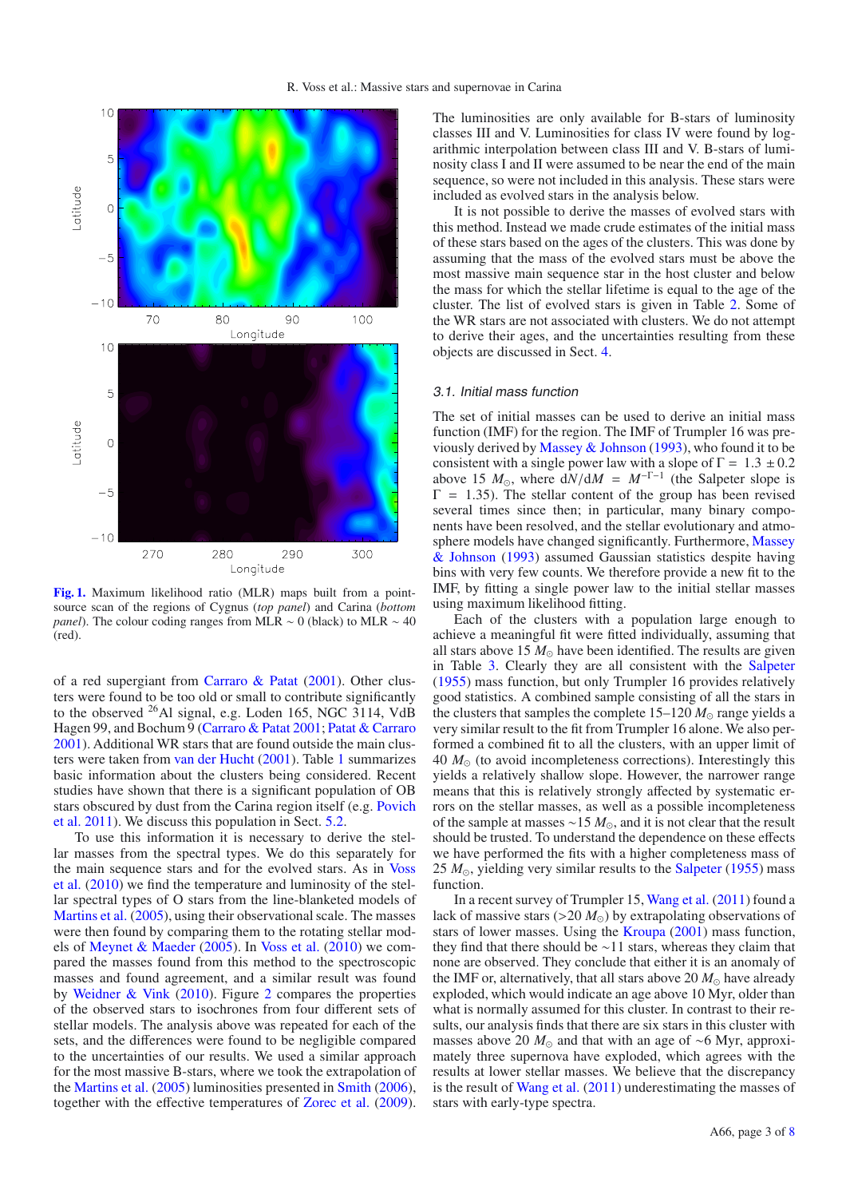**Fig. 1.** Maximum likelihood ratio (MLR) maps built from a point-source scan of the regions of Cygnus (*top panel*) and Carina (*bottom panel*). The colour coding ranges from MLR ∼ 0 (black) to MLR ∼ 40 (red).

of a red supergiant from Carraro & Patat (2001). Other clusters were found to be too old or small to contribute significantly to the observed $^{26}$Al signal, e.g. Loden 165, NGC 3114, VdB Hagen 99, and Bochum 9 (Carraro & Patat 2001; Patat & Carraro 2001). Additional WR stars that are found outside the main clusters were taken from van der Hucht (2001). Table 1 summarizes basic information about the clusters being considered. Recent studies have shown that there is a significant population of OB stars obscured by dust from the Carina region itself (e.g. Povich et al. 2011). We discuss this population in Sect. 5.2.

To use this information it is necessary to derive the stellar masses from the spectral types. We do this separately for the main sequence stars and for the evolved stars. As in Voss et al. (2010) we find the temperature and luminosity of the stellar spectral types of O stars from the line-blanketed models of Martins et al. (2005), using their observational scale. The masses were then found by comparing them to the rotating stellar models of Meynet & Maeder (2005). In Voss et al. (2010) we compared the masses found from this method to the spectroscopic masses and found agreement, and a similar result was found by Weidner & Vink (2010). Figure 2 compares the properties of the observed stars to isochrones from four different sets of stellar models. The analysis above was repeated for each of the sets, and the differences were found to be negligible compared to the uncertainties of our results. We used a similar approach for the most massive B-stars, where we took the extrapolation of the Martins et al. (2005) luminosities presented in Smith (2006), together with the effective temperatures of Zorec et al. (2009). The luminosities are only available for B-stars of luminosity classes III and V. Luminosities for class IV were found by logarithmic interpolation between class III and V. B-stars of luminosity class I and II were assumed to be near the end of the main sequence, so were not included in this analysis. These stars were included as evolved stars in the analysis below.

It is not possible to derive the masses of evolved stars with this method. Instead we made crude estimates of the initial mass of these stars based on the ages of the clusters. This was done by assuming that the mass of the evolved stars must be above the most massive main sequence star in the host cluster and below the mass for which the stellar lifetime is equal to the age of the cluster. The list of evolved stars is given in Table 2. Some of the WR stars are not associated with clusters. We do not attempt to derive their ages, and the uncertainties resulting from these objects are discussed in Sect. 4.

### 3.1. Initial mass function

The set of initial masses can be used to derive an initial mass function (IMF) for the region. The IMF of Trumpler 16 was previously derived by Massey & Johnson (1993), who found it to be consistent with a single power law with a slope of $\Gamma = 1.3 \pm 0.2$ above 15 $M_{\odot}$, where $dN/dM = M^{-\Gamma-1}$ (the Salpeter slope is $\Gamma = 1.35$). The stellar content of the group has been revised several times since then; in particular, many binary components have been resolved, and the stellar evolutionary and atmosphere models have changed significantly. Furthermore, Massey & Johnson (1993) assumed Gaussian statistics despite having bins with very few counts. We therefore provide a new fit to the IMF, by fitting a single power law to the initial stellar masses using maximum likelihood fitting.

Each of the clusters with a population large enough to achieve a meaningful fit were fitted individually, assuming that all stars above 15 $M_{\odot}$ have been identified. The results are given in Table 3. Clearly they are all consistent with the Salpeter (1955) mass function, but only Trumpler 16 provides relatively good statistics. A combined sample consisting of all the stars in the clusters that samples the complete 15–120 $M_{\odot}$ range yields a very similar result to the fit from Trumpler 16 alone. We also performed a combined fit to all the clusters, with an upper limit of 40 $M_{\odot}$ (to avoid incompleteness corrections). Interestingly this yields a relatively shallow slope. However, the narrower range means that this is relatively strongly affected by systematic errors on the stellar masses, as well as a possible incompleteness of the sample at masses ∼15 $M_{\odot}$, and it is not clear that the result should be trusted. To understand the dependence on these effects we have performed the fits with a higher completeness mass of 25 $M_{\odot}$, yielding very similar results to the Salpeter (1955) mass function.

In a recent survey of Trumpler 15, Wang et al. (2011) found a lack of massive stars (>20 $M_{\odot}$) by extrapolating observations of stars of lower masses. Using the Kroupa (2001) mass function, they find that there should be ∼11 stars, whereas they claim that none are observed. They conclude that either it is an anomaly of the IMF or, alternatively, that all stars above 20 $M_{\odot}$ have already exploded, which would indicate an age above 10 Myr, older than what is normally assumed for this cluster. In contrast to their results, our analysis finds that there are six stars in this cluster with masses above 20 $M_{\odot}$ and that with an age of ∼6 Myr, approximately three supernova have exploded, which agrees with the results at lower stellar masses. We believe that the discrepancy is the result of Wang et al. (2011) underestimating the masses of stars with early-type spectra.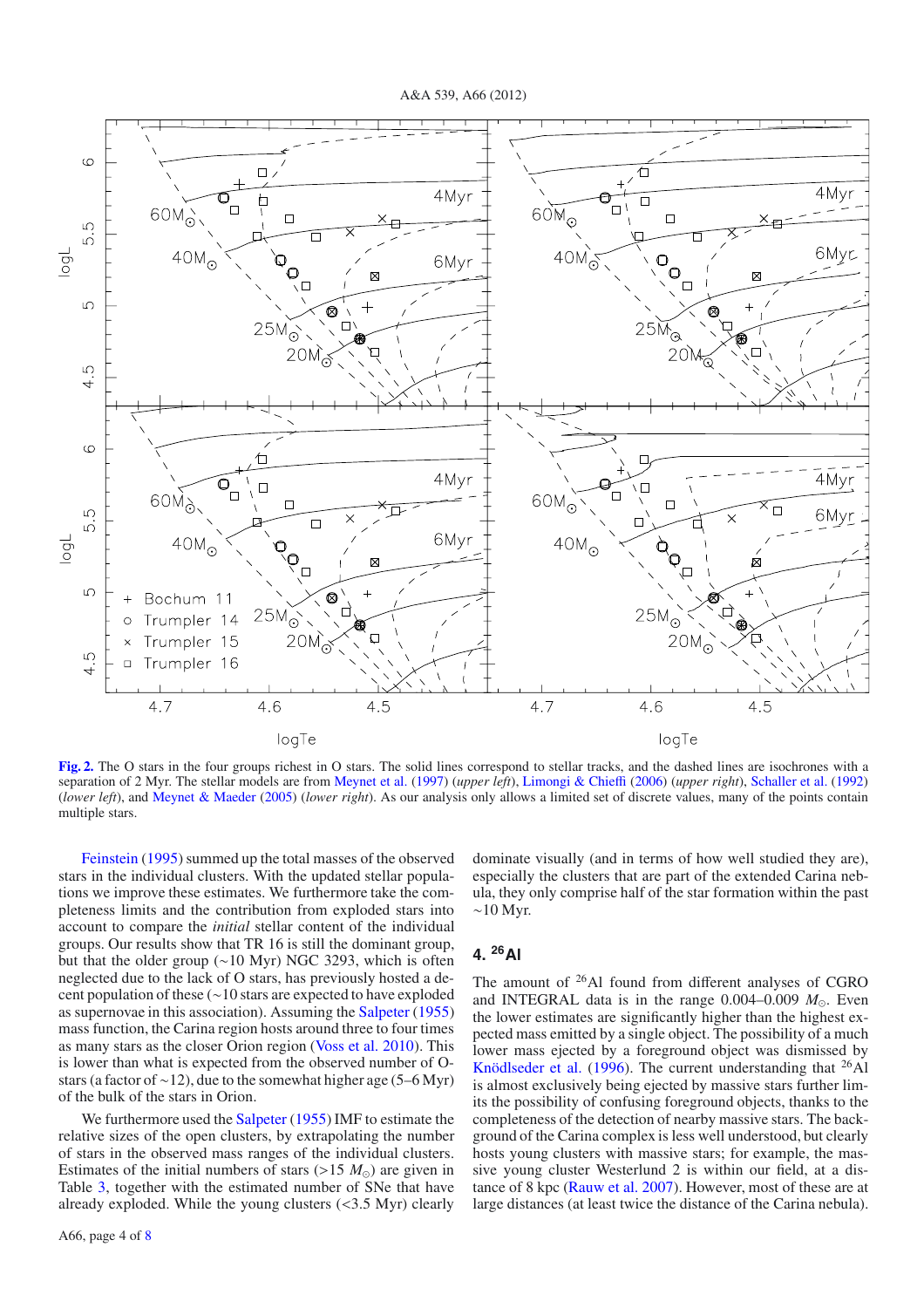**Fig. 2.** The O stars in the four groups richest in O stars. The solid lines correspond to stellar tracks, and the dashed lines are isochrones with a separation of 2 Myr. The stellar models are from Meynet et al. (1997) (*upper left*), Limongi & Chieffi (2006) (*upper right*), Schaller et al. (1992) (*lower left*), and Meynet & Maeder (2005) (*lower right*). As our analysis only allows a limited set of discrete values, many of the points contain multiple stars.

Feinstein (1995) summed up the total masses of the observed stars in the individual clusters. With the updated stellar populations we improve these estimates. We furthermore take the completeness limits and the contribution from exploded stars into account to compare the *initial* stellar content of the individual groups. Our results show that TR 16 is still the dominant group, but that the older group (∼10 Myr) NGC 3293, which is often neglected due to the lack of O stars, has previously hosted a decent population of these (∼10 stars are expected to have exploded as supernovae in this association). Assuming the Salpeter (1955) mass function, the Carina region hosts around three to four times as many stars as the closer Orion region (Voss et al. 2010). This is lower than what is expected from the observed number of O-stars (a factor of ∼12), due to the somewhat higher age (5–6 Myr) of the bulk of the stars in Orion.

We furthermore used the Salpeter (1955) IMF to estimate the relative sizes of the open clusters, by extrapolating the number of stars in the observed mass ranges of the individual clusters. Estimates of the initial numbers of stars (>15 $M_{\odot}$) are given in Table 3, together with the estimated number of SNe that have already exploded. While the young clusters (<3.5 Myr) clearly dominate visually (and in terms of how well studied they are), especially the clusters that are part of the extended Carina nebula, they only comprise half of the star formation within the past ∼10 Myr.

## 4. $^{26}$Al

The amount of $^{26}$Al found from different analyses of CGRO and INTEGRAL data is in the range 0.004–0.009 $M_{\odot}$. Even the lower estimates are significantly higher than the highest expected mass emitted by a single object. The possibility of a much lower mass ejected by a foreground object was dismissed by Knödlseder et al. (1996). The current understanding that $^{26}$Al is almost exclusively being ejected by massive stars further limits the possibility of confusing foreground objects, thanks to the completeness of the detection of nearby massive stars. The background of the Carina complex is less well understood, but clearly hosts young clusters with massive stars; for example, the massive young cluster Westerlund 2 is within our field, at a distance of 8 kpc (Rauw et al. 2007). However, most of these are at large distances (at least twice the distance of the Carina nebula).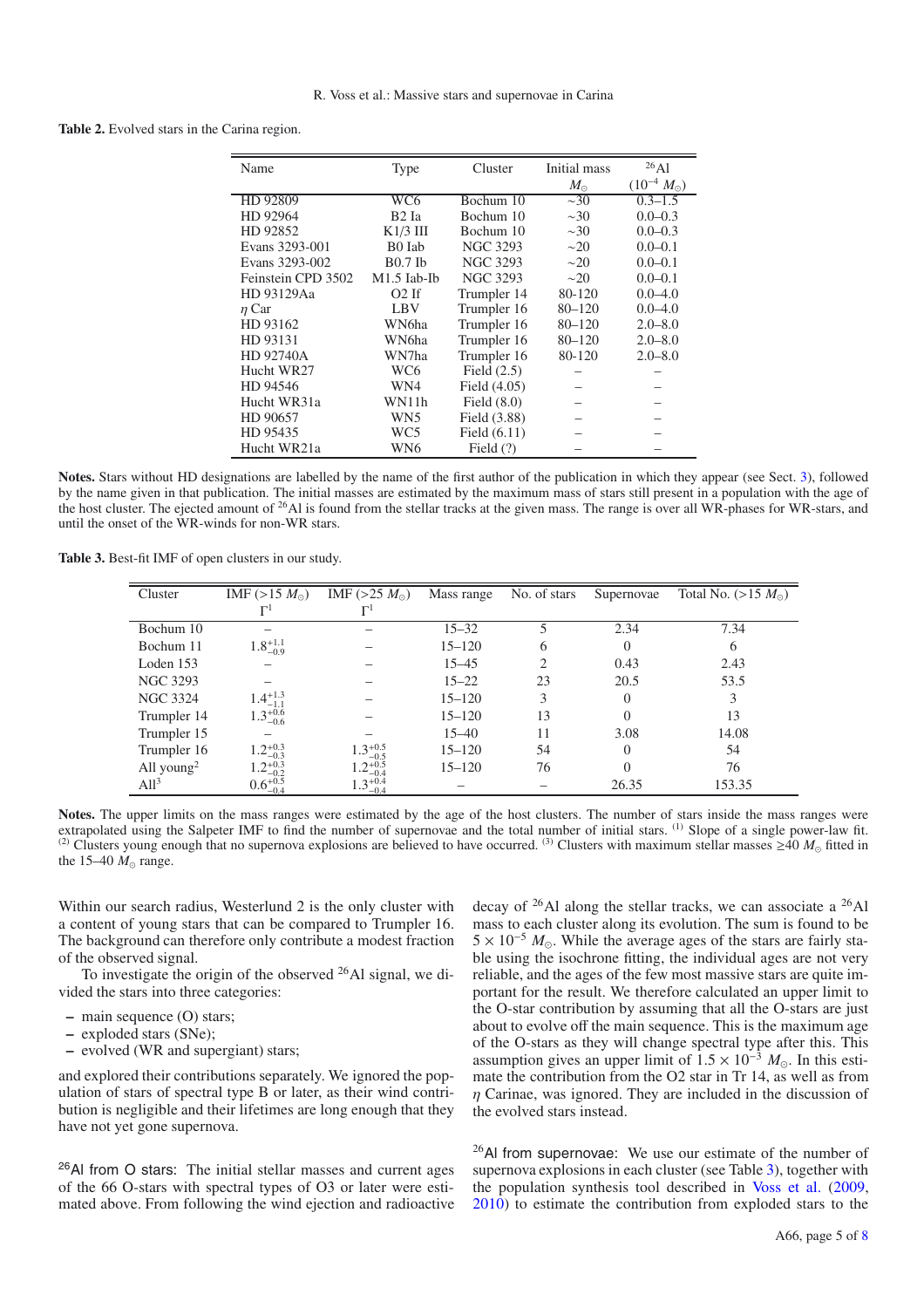**Table 2.** Evolved stars in the Carina region.

| Name | Type | Cluster | Initial mass | $^{26}$Al |
|---|---|---|---|---|
| | | | $M_\odot$ | $(10^{-4}\ M_\odot)$ |
| HD 92809 | WC6 | Bochum 10 | ∼30 | 0.3–1.5 |
| HD 92964 | B2 Ia | Bochum 10 | ∼30 | 0.0–0.3 |
| HD 92852 | K1/3 III | Bochum 10 | ∼30 | 0.0–0.3 |
| Evans 3293-001 | B0 Iab | NGC 3293 | ∼20 | 0.0–0.1 |
| Evans 3293-002 | B0.7 Ib | NGC 3293 | ∼20 | 0.0–0.1 |
| Feinstein CPD 3502 | M1.5 Iab-Ib | NGC 3293 | ∼20 | 0.0–0.1 |
| HD 93129Aa | O2 If | Trumpler 14 | 80-120 | 0.0–4.0 |
| $\eta$ Car | LBV | Trumpler 16 | 80–120 | 0.0–4.0 |
| HD 93162 | WN6ha | Trumpler 16 | 80–120 | 2.0–8.0 |
| HD 93131 | WN6ha | Trumpler 16 | 80–120 | 2.0–8.0 |
| HD 92740A | WN7ha | Trumpler 16 | 80-120 | 2.0–8.0 |
| Hucht WR27 | WC6 | Field (2.5) | – | – |
| HD 94546 | WN4 | Field (4.05) | – | – |
| Hucht WR31a | WN11h | Field (8.0) | – | – |
| HD 90657 | WN5 | Field (3.88) | – | – |
| HD 95435 | WC5 | Field (6.11) | – | – |
| Hucht WR21a | WN6 | Field (?) | – | – |

**Notes.** Stars without HD designations are labelled by the name of the first author of the publication in which they appear (see Sect. 3), followed by the name given in that publication. The initial masses are estimated by the maximum mass of stars still present in a population with the age of the host cluster. The ejected amount of $^{26}$Al is found from the stellar tracks at the given mass. The range is over all WR-phases for WR-stars, and until the onset of the WR-winds for non-WR stars.

**Table 3.** Best-fit IMF of open clusters in our study.

| Cluster | IMF ($>15\ M_\odot$) | IMF ($>25\ M_\odot$) | Mass range | No. of stars | Supernovae | Total No. ($>15\ M_\odot$) |
|---|---|---|---|---|---|---|
| | $\Gamma^1$ | $\Gamma^1$ | | | | |
| Bochum 10 | – | – | 15–32 | 5 | 2.34 | 7.34 |
| Bochum 11 | $1.8^{+1.1}_{-0.9}$ | – | 15–120 | 6 | 0 | 6 |
| Loden 153 | – | – | 15–45 | 2 | 0.43 | 2.43 |
| NGC 3293 | – | – | 15–22 | 23 | 20.5 | 53.5 |
| NGC 3324 | $1.4^{+1.3}_{-1.1}$ | – | 15–120 | 3 | 0 | 3 |
| Trumpler 14 | $1.3^{+0.6}_{-0.6}$ | – | 15–120 | 13 | 0 | 13 |
| Trumpler 15 | – | – | 15–40 | 11 | 3.08 | 14.08 |
| Trumpler 16 | $1.2^{+0.3}_{-0.3}$ | $1.3^{+0.5}_{-0.5}$ | 15–120 | 54 | 0 | 54 |
| All young$^2$ | $1.2^{+0.3}_{-0.2}$ | $1.2^{+0.5}_{-0.4}$ | 15–120 | 76 | 0 | 76 |
| All$^3$ | $0.6^{+0.5}_{-0.4}$ | $1.3^{+0.4}_{-0.4}$ | – | – | 26.35 | 153.35 |

**Notes.** The upper limits on the mass ranges were estimated by the age of the host clusters. The number of stars inside the mass ranges were extrapolated using the Salpeter IMF to find the number of supernovae and the total number of initial stars. [1] Slope of a single power-law fit. [2] Clusters young enough that no supernova explosions are believed to have occurred. [3] Clusters with maximum stellar masses $\geq 40\ M_\odot$ fitted in the 15–40 $M_\odot$ range.

Within our search radius, Westerlund 2 is the only cluster with a content of young stars that can be compared to Trumpler 16. The background can therefore only contribute a modest fraction of the observed signal.

To investigate the origin of the observed $^{26}$Al signal, we divided the stars into three categories:

- main sequence (O) stars;
- exploded stars (SNe);
- evolved (WR and supergiant) stars;

and explored their contributions separately. We ignored the population of stars of spectral type B or later, as their wind contribution is negligible and their lifetimes are long enough that they have not yet gone supernova.

$^{26}$Al from O stars: The initial stellar masses and current ages of the 66 O-stars with spectral types of O3 or later were estimated above. From following the wind ejection and radioactive decay of $^{26}$Al along the stellar tracks, we can associate a $^{26}$Al mass to each cluster along its evolution. The sum is found to be $5 \times 10^{-5}\ M_\odot$. While the average ages of the stars are fairly stable using the isochrone fitting, the individual ages are not very reliable, and the ages of the few most massive stars are quite important for the result. We therefore calculated an upper limit to the O-star contribution by assuming that all the O-stars are just about to evolve off the main sequence. This is the maximum age of the O-stars as they will change spectral type after this. This assumption gives an upper limit of $1.5 \times 10^{-3}\ M_\odot$. In this estimate the contribution from the O2 star in Tr 14, as well as from $\eta$ Carinae, was ignored. They are included in the discussion of the evolved stars instead.

$^{26}$Al from supernovae: We use our estimate of the number of supernova explosions in each cluster (see Table 3), together with the population synthesis tool described in Voss et al. (2009, 2010) to estimate the contribution from exploded stars to the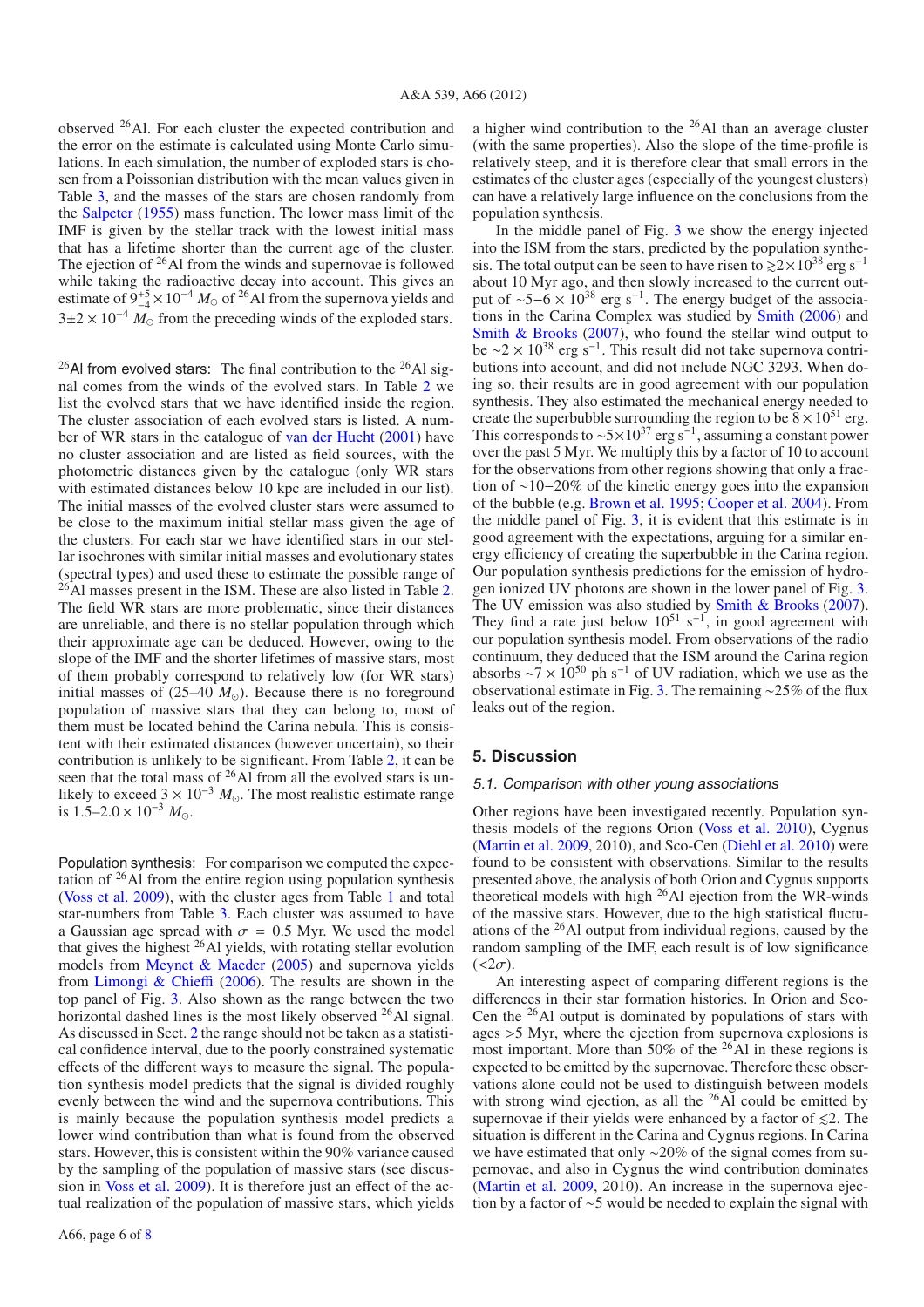observed $^{26}$Al. For each cluster the expected contribution and the error on the estimate is calculated using Monte Carlo simulations. In each simulation, the number of exploded stars is chosen from a Poissonian distribution with the mean values given in Table 3, and the masses of the stars are chosen randomly from the Salpeter (1955) mass function. The lower mass limit of the IMF is given by the stellar track with the lowest initial mass that has a lifetime shorter than the current age of the cluster. The ejection of $^{26}$Al from the winds and supernovae is followed while taking the radioactive decay into account. This gives an estimate of $9^{+5}_{-4} \times 10^{-4}$ $M_{\odot}$ of $^{26}$Al from the supernova yields and $3 \pm 2 \times 10^{-4}$ $M_{\odot}$ from the preceding winds of the exploded stars.

*$^{26}$Al from evolved stars:* The final contribution to the $^{26}$Al signal comes from the winds of the evolved stars. In Table 2 we list the evolved stars that we have identified inside the region. The cluster association of each evolved stars is listed. A number of WR stars in the catalogue of van der Hucht (2001) have no cluster association and are listed as field sources, with the photometric distances given by the catalogue (only WR stars with estimated distances below 10 kpc are included in our list). The initial masses of the evolved cluster stars were assumed to be close to the maximum initial stellar mass given the age of the clusters. For each star we have identified stars in our stellar isochrones with similar initial masses and evolutionary states (spectral types) and used these to estimate the possible range of $^{26}$Al masses present in the ISM. These are also listed in Table 2. The field WR stars are more problematic, since their distances are unreliable, and there is no stellar population through which their approximate age can be deduced. However, owing to the slope of the IMF and the shorter lifetimes of massive stars, most of them probably correspond to relatively low (for WR stars) initial masses of (25–40 $M_{\odot}$). Because there is no foreground population of massive stars that they can belong to, most of them must be located behind the Carina nebula. This is consistent with their estimated distances (however uncertain), so their contribution is unlikely to be significant. From Table 2, it can be seen that the total mass of $^{26}$Al from all the evolved stars is unlikely to exceed $3 \times 10^{-3}$ $M_{\odot}$. The most realistic estimate range is $1.5–2.0 \times 10^{-3}$ $M_{\odot}$.

*Population synthesis:* For comparison we computed the expectation of $^{26}$Al from the entire region using population synthesis (Voss et al. 2009), with the cluster ages from Table 1 and total star-numbers from Table 3. Each cluster was assumed to have a Gaussian age spread with $\sigma$ = 0.5 Myr. We used the model that gives the highest $^{26}$Al yields, with rotating stellar evolution models from Meynet & Maeder (2005) and supernova yields from Limongi & Chieffi (2006). The results are shown in the top panel of Fig. 3. Also shown as the range between the two horizontal dashed lines is the most likely observed $^{26}$Al signal. As discussed in Sect. 2 the range should not be taken as a statistical confidence interval, due to the poorly constrained systematic effects of the different ways to measure the signal. The population synthesis model predicts that the signal is divided roughly evenly between the wind and the supernova contributions. This is mainly because the population synthesis model predicts a lower wind contribution than what is found from the observed stars. However, this is consistent within the 90% variance caused by the sampling of the population of massive stars (see discussion in Voss et al. 2009). It is therefore just an effect of the actual realization of the population of massive stars, which yields a higher wind contribution to the $^{26}$Al than an average cluster (with the same properties). Also the slope of the time-profile is relatively steep, and it is therefore clear that small errors in the estimates of the cluster ages (especially of the youngest clusters) can have a relatively large influence on the conclusions from the population synthesis.

In the middle panel of Fig. 3 we show the energy injected into the ISM from the stars, predicted by the population synthesis. The total output can be seen to have risen to $\gtrsim 2 \times 10^{38}$ erg s$^{-1}$ about 10 Myr ago, and then slowly increased to the current output of $\sim 5–6 \times 10^{38}$ erg s$^{-1}$. The energy budget of the associations in the Carina Complex was studied by Smith (2006) and Smith & Brooks (2007), who found the stellar wind output to be $\sim 2 \times 10^{38}$ erg s$^{-1}$. This result did not take supernova contributions into account, and did not include NGC 3293. When doing so, their results are in good agreement with our population synthesis. They also estimated the mechanical energy needed to create the superbubble surrounding the region to be $8 \times 10^{51}$ erg. This corresponds to $\sim 5 \times 10^{37}$ erg s$^{-1}$, assuming a constant power over the past 5 Myr. We multiply this by a factor of 10 to account for the observations from other regions showing that only a fraction of $\sim$10–20% of the kinetic energy goes into the expansion of the bubble (e.g. Brown et al. 1995; Cooper et al. 2004). From the middle panel of Fig. 3, it is evident that this estimate is in good agreement with the expectations, arguing for a similar energy efficiency of creating the superbubble in the Carina region. Our population synthesis predictions for the emission of hydrogen ionized UV photons are shown in the lower panel of Fig. 3. The UV emission was also studied by Smith & Brooks (2007). They find a rate just below $10^{51}$ s$^{-1}$, in good agreement with our population synthesis model. From observations of the radio continuum, they deduced that the ISM around the Carina region absorbs $\sim 7 \times 10^{50}$ ph s$^{-1}$ of UV radiation, which we use as the observational estimate in Fig. 3. The remaining $\sim$25% of the flux leaks out of the region.

## 5. Discussion

### 5.1. Comparison with other young associations

Other regions have been investigated recently. Population synthesis models of the regions Orion (Voss et al. 2010), Cygnus (Martin et al. 2009, 2010), and Sco-Cen (Diehl et al. 2010) were found to be consistent with observations. Similar to the results presented above, the analysis of both Orion and Cygnus supports theoretical models with high $^{26}$Al ejection from the WR-winds of the massive stars. However, due to the high statistical fluctuations of the $^{26}$Al output from individual regions, caused by the random sampling of the IMF, each result is of low significance ($<2\sigma$).

An interesting aspect of comparing different regions is the differences in their star formation histories. In Orion and Sco-Cen the $^{26}$Al output is dominated by populations of stars with ages >5 Myr, where the ejection from supernova explosions is most important. More than 50% of the $^{26}$Al in these regions is expected to be emitted by the supernovae. Therefore these observations alone could not be used to distinguish between models with strong wind ejection, as all the $^{26}$Al could be emitted by supernovae if their yields were enhanced by a factor of $\lesssim 2$. The situation is different in the Carina and Cygnus regions. In Carina we have estimated that only $\sim$20% of the signal comes from supernovae, and also in Cygnus the wind contribution dominates (Martin et al. 2009, 2010). An increase in the supernova ejection by a factor of $\sim$5 would be needed to explain the signal with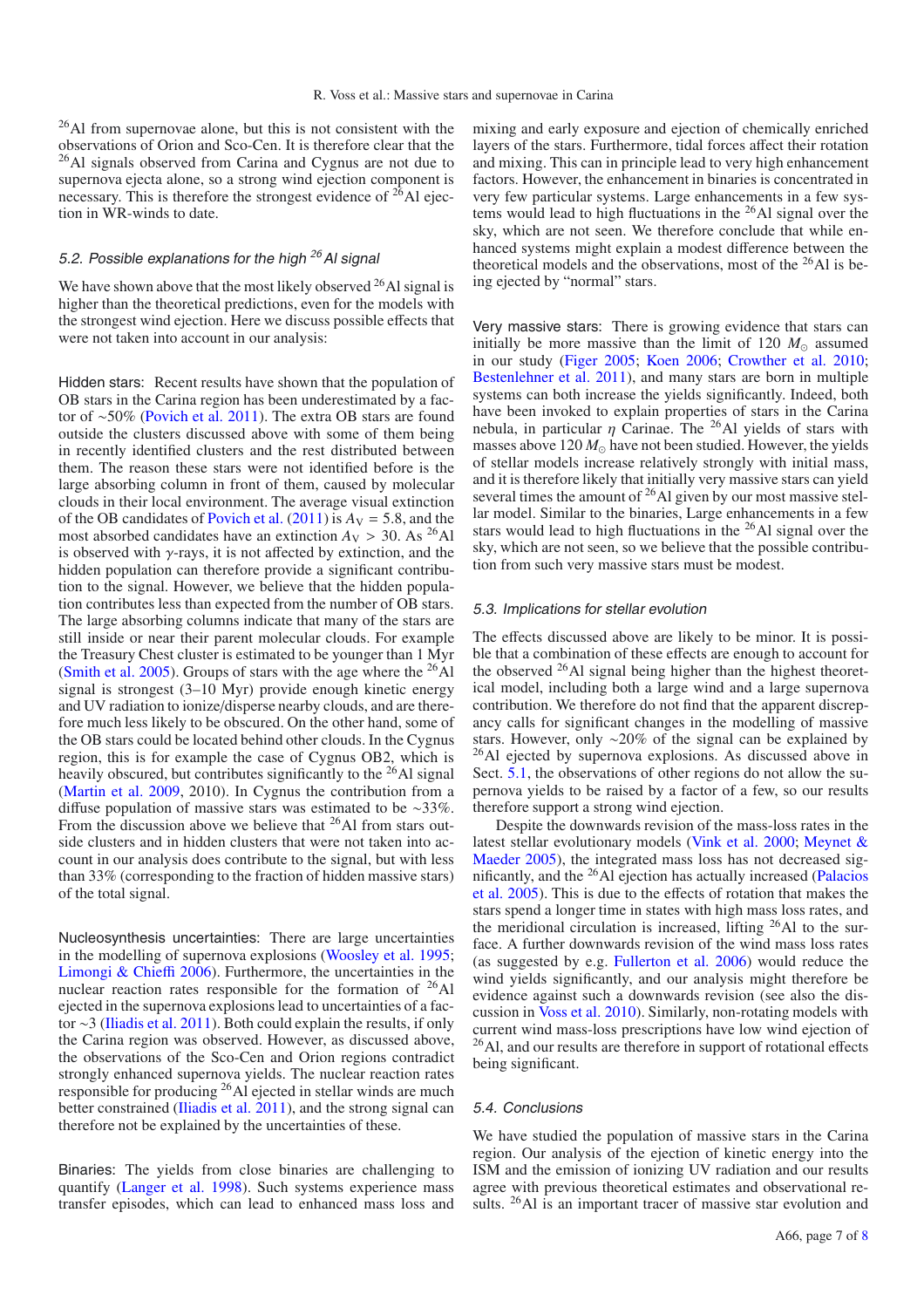$^{26}$Al from supernovae alone, but this is not consistent with the observations of Orion and Sco-Cen. It is therefore clear that the $^{26}$Al signals observed from Carina and Cygnus are not due to supernova ejecta alone, so a strong wind ejection component is necessary. This is therefore the strongest evidence of $^{26}$Al ejection in WR-winds to date.

### 5.2. Possible explanations for the high $^{26}$Al signal

We have shown above that the most likely observed $^{26}$Al signal is higher than the theoretical predictions, even for the models with the strongest wind ejection. Here we discuss possible effects that were not taken into account in our analysis:

Hidden stars: Recent results have shown that the population of OB stars in the Carina region has been underestimated by a factor of ~50% (Povich et al. 2011). The extra OB stars are found outside the clusters discussed above with some of them being in recently identified clusters and the rest distributed between them. The reason these stars were not identified before is the large absorbing column in front of them, caused by molecular clouds in their local environment. The average visual extinction of the OB candidates of Povich et al. (2011) is $A_V = 5.8$, and the most absorbed candidates have an extinction $A_V > 30$. As $^{26}$Al is observed with $\gamma$-rays, it is not affected by extinction, and the hidden population can therefore provide a significant contribution to the signal. However, we believe that the hidden population contributes less than expected from the number of OB stars. The large absorbing columns indicate that many of the stars are still inside or near their parent molecular clouds. For example the Treasury Chest cluster is estimated to be younger than 1 Myr (Smith et al. 2005). Groups of stars with the age where the $^{26}$Al signal is strongest (3–10 Myr) provide enough kinetic energy and UV radiation to ionize/disperse nearby clouds, and are therefore much less likely to be obscured. On the other hand, some of the OB stars could be located behind other clouds. In the Cygnus region, this is for example the case of Cygnus OB2, which is heavily obscured, but contributes significantly to the $^{26}$Al signal (Martin et al. 2009, 2010). In Cygnus the contribution from a diffuse population of massive stars was estimated to be ~33%. From the discussion above we believe that $^{26}$Al from stars outside clusters and in hidden clusters that were not taken into account in our analysis does contribute to the signal, but with less than 33% (corresponding to the fraction of hidden massive stars) of the total signal.

Nucleosynthesis uncertainties: There are large uncertainties in the modelling of supernova explosions (Woosley et al. 1995; Limongi & Chieffi 2006). Furthermore, the uncertainties in the nuclear reaction rates responsible for the formation of $^{26}$Al ejected in the supernova explosions lead to uncertainties of a factor ~3 (Iliadis et al. 2011). Both could explain the results, if only the Carina region was observed. However, as discussed above, the observations of the Sco-Cen and Orion regions contradict strongly enhanced supernova yields. The nuclear reaction rates responsible for producing $^{26}$Al ejected in stellar winds are much better constrained (Iliadis et al. 2011), and the strong signal can therefore not be explained by the uncertainties of these.

Binaries: The yields from close binaries are challenging to quantify (Langer et al. 1998). Such systems experience mass transfer episodes, which can lead to enhanced mass loss and mixing and early exposure and ejection of chemically enriched layers of the stars. Furthermore, tidal forces affect their rotation and mixing. This can in principle lead to very high enhancement factors. However, the enhancement in binaries is concentrated in very few particular systems. Large enhancements in a few systems would lead to high fluctuations in the $^{26}$Al signal over the sky, which are not seen. We therefore conclude that while enhanced systems might explain a modest difference between the theoretical models and the observations, most of the $^{26}$Al is being ejected by "normal" stars.

Very massive stars: There is growing evidence that stars can initially be more massive than the limit of 120 $M_\odot$ assumed in our study (Figer 2005; Koen 2006; Crowther et al. 2010; Bestenlehner et al. 2011), and many stars are born in multiple systems can both increase the yields significantly. Indeed, both have been invoked to explain properties of stars in the Carina nebula, in particular $\eta$ Carinae. The $^{26}$Al yields of stars with masses above 120 $M_\odot$ have not been studied. However, the yields of stellar models increase relatively strongly with initial mass, and it is therefore likely that initially very massive stars can yield several times the amount of $^{26}$Al given by our most massive stellar model. Similar to the binaries, Large enhancements in a few stars would lead to high fluctuations in the $^{26}$Al signal over the sky, which are not seen, so we believe that the possible contribution from such very massive stars must be modest.

### 5.3. Implications for stellar evolution

The effects discussed above are likely to be minor. It is possible that a combination of these effects are enough to account for the observed $^{26}$Al signal being higher than the highest theoretical model, including both a large wind and a large supernova contribution. We therefore do not find that the apparent discrepancy calls for significant changes in the modelling of massive stars. However, only ~20% of the signal can be explained by $^{26}$Al ejected by supernova explosions. As discussed above in Sect. 5.1, the observations of other regions do not allow the supernova yields to be raised by a factor of a few, so our results therefore support a strong wind ejection.

Despite the downwards revision of the mass-loss rates in the latest stellar evolutionary models (Vink et al. 2000; Meynet & Maeder 2005), the integrated mass loss has not decreased significantly, and the $^{26}$Al ejection has actually increased (Palacios et al. 2005). This is due to the effects of rotation that makes the stars spend a longer time in states with high mass loss rates, and the meridional circulation is increased, lifting $^{26}$Al to the surface. A further downwards revision of the wind mass loss rates (as suggested by e.g. Fullerton et al. 2006) would reduce the wind yields significantly, and our analysis might therefore be evidence against such a downwards revision (see also the discussion in Voss et al. 2010). Similarly, non-rotating models with current wind mass-loss prescriptions have low wind ejection of $^{26}$Al, and our results are therefore in support of rotational effects being significant.

### 5.4. Conclusions

We have studied the population of massive stars in the Carina region. Our analysis of the ejection of kinetic energy into the ISM and the emission of ionizing UV radiation and our results agree with previous theoretical estimates and observational results. $^{26}$Al is an important tracer of massive star evolution and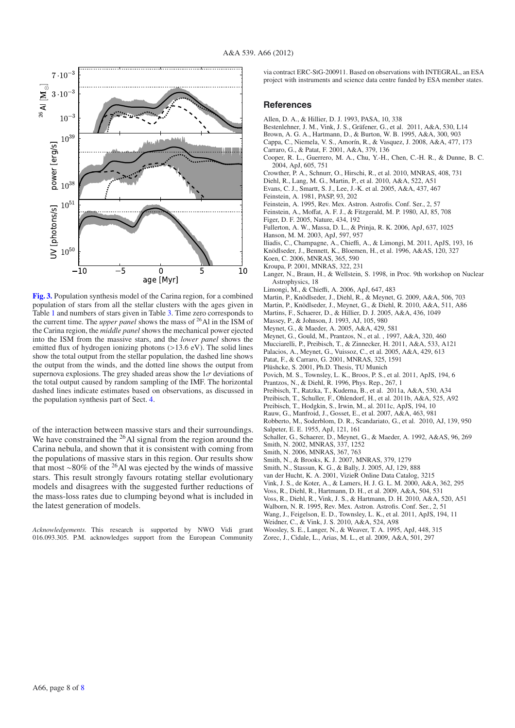$^{26}$Al [$M_\odot$]

$7 \cdot 10^{-3}$

$3 \cdot 10^{-3}$

$10^{-3}$

power [erg/s]

$10^{39}$

$10^{38}$

UV [photons/s]

$10^{51}$

$10^{50}$

−10 −5 0 5 10

age [Myr]

**Fig. 3.** Population synthesis model of the Carina region, for a combined population of stars from all the stellar clusters with the ages given in Table 1 and numbers of stars given in Table 3. Time zero corresponds to the current time. The *upper panel* shows the mass of $^{26}$Al in the ISM of the Carina region, the *middle panel* shows the mechanical power ejected into the ISM from the massive stars, and the *lower panel* shows the emitted flux of hydrogen ionizing photons (>13.6 eV). The solid lines show the total output from the stellar population, the dashed line shows the output from the winds, and the dotted line shows the output from supernova explosions. The grey shaded areas show the $1\sigma$ deviations of the total output caused by random sampling of the IMF. The horizontal dashed lines indicate estimates based on observations, as discussed in the population synthesis part of Sect. 4.

of the interaction between massive stars and their surroundings. We have constrained the $^{26}$Al signal from the region around the Carina nebula, and shown that it is consistent with coming from the populations of massive stars in this region. Our results show that most ~80% of the $^{26}$Al was ejected by the winds of massive stars. This result strongly favours rotating stellar evolutionary models and disagrees with the suggested further reductions of the mass-loss rates due to clumping beyond what is included in the latest generation of models.

*Acknowledgements.* This research is supported by NWO Vidi grant 016.093.305. P.M. acknowledges support from the European Community via contract ERC-StG-200911. Based on observations with INTEGRAL, an ESA project with instruments and science data centre funded by ESA member states.

## References

Allen, D. A., & Hillier, D. J. 1993, PASA, 10, 338
Bestenlehner, J. M., Vink, J. S., Gräfener, G., et al. 2011, A&A, 530, L14
Brown, A. G. A., Hartmann, D., & Burton, W. B. 1995, A&A, 300, 903
Cappa, C., Niemela, V. S., Amorín, R., & Vasquez, J. 2008, A&A, 477, 173
Carraro, G., & Patat, F. 2001, A&A, 379, 136
Cooper, R. L., Guerrero, M. A., Chu, Y.-H., Chen, C.-H. R., & Dunne, B. C. 2004, ApJ, 605, 751
Crowther, P. A., Schnurr, O., Hirschi, R., et al. 2010, MNRAS, 408, 731
Diehl, R., Lang, M. G., Martin, P., et al. 2010, A&A, 522, A51
Evans, C. J., Smartt, S. J., Lee, J.-K. et al. 2005, A&A, 437, 467
Feinstein, A. 1981, PASP, 93, 202
Feinstein, A. 1995, Rev. Mex. Astron. Astrofis. Conf. Ser., 2, 57
Feinstein, A., Moffat, A. F. J., & Fitzgerald, M. P. 1980, AJ, 85, 708
Figer, D. F. 2005, Nature, 434, 192
Fullerton, A. W., Massa, D. L., & Prinja, R. K. 2006, ApJ, 637, 1025
Hanson, M. M. 2003, ApJ, 597, 957
Iliadis, C., Champagne, A., Chieffi, A., & Limongi, M. 2011, ApJS, 193, 16
Knödlseder, J., Bennett, K., Bloemen, H., et al. 1996, A&AS, 120, 327
Koen, C. 2006, MNRAS, 365, 590
Kroupa, P. 2001, MNRAS, 322, 231
Langer, N., Braun, H., & Wellstein, S. 1998, in Proc. 9th workshop on Nuclear Astrophysics, 18
Limongi, M., & Chieffi, A. 2006, ApJ, 647, 483
Martin, P., Knödlseder, J., Diehl, R., & Meynet, G. 2009, A&A, 506, 703
Martin, P., Knödlseder, J., Meynet, G., & Diehl, R. 2010, A&A, 511, A86
Martins, F., Schaerer, D., & Hillier, D. J. 2005, A&A, 436, 1049
Massey, P., & Johnson, J. 1993, AJ, 105, 980
Meynet, G., & Maeder, A. 2005, A&A, 429, 581
Meynet, G., Gould, M., Prantzos, N., et al. , 1997, A&A, 320, 460
Mucciarelli, P., Preibisch, T., & Zinnecker, H. 2011, A&A, 533, A121
Palacios, A., Meynet, G., Vuissoz, C., et al. 2005, A&A, 429, 613
Patat, F., & Carraro, G. 2001, MNRAS, 325, 1591
Plüschke, S. 2001, Ph.D. Thesis, TU Munich
Povich, M. S., Townsley, L. K., Broos, P. S., et al. 2011, ApJS, 194, 6
Prantzos, N., & Diehl, R. 1996, Phys. Rep., 267, 1
Preibisch, T., Ratzka, T., Kuderna, B., et al. 2011a, A&A, 530, A34
Preibisch, T., Schuller, F., Ohlendorf, H., et al. 2011b, A&A, 525, A92
Preibisch, T., Hodgkin, S., Irwin, M., al. 2011c, ApJS, 194, 10
Rauw, G., Manfroid, J., Gosset, E., et al. 2007, A&A, 463, 981
Robberto, M., Soderblom, D. R., Scandariato, G., et al. 2010, AJ, 139, 950
Salpeter, E. E. 1955, ApJ, 121, 161
Schaller, G., Schaerer, D., Meynet, G., & Maeder, A. 1992, A&AS, 96, 269
Smith, N. 2002, MNRAS, 337, 1252
Smith, N. 2006, MNRAS, 367, 763
Smith, N., & Brooks, K. J. 2007, MNRAS, 379, 1279
Smith, N., Stassun, K. G., & Bally, J. 2005, AJ, 129, 888
van der Hucht, K. A. 2001, VizieR Online Data Catalog, 3215
Vink, J. S., de Koter, A., & Lamers, H. J. G. L. M. 2000, A&A, 362, 295
Voss, R., Diehl, R., Hartmann, D. H., et al. 2009, A&A, 504, 531
Voss, R., Diehl, R., Vink, J. S., & Hartmann, D. H. 2010, A&A, 520, A51
Walborn, N. R. 1995, Rev. Mex. Astron. Astrofis. Conf. Ser., 2, 51
Wang, J., Feigelson, E. D., Townsley, L. K., et al. 2011, ApJS, 194, 11
Weidner, C., & Vink, J. S. 2010, A&A, 524, A98
Woosley, S. E., Langer, N., & Weaver, T. A. 1995, ApJ, 448, 315
Zorec, J., Cidale, L., Arias, M. L., et al. 2009, A&A, 501, 297